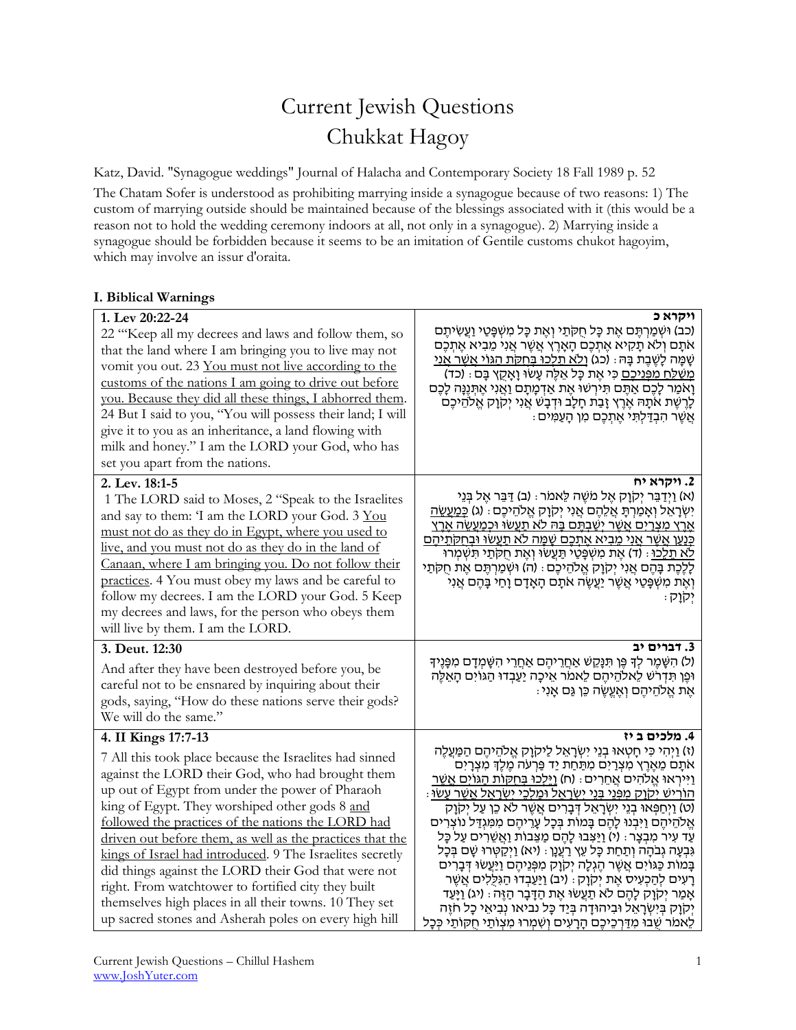# Current Jewish Questions
# Chukkat Hagoy

Katz, David. "Synagogue weddings" Journal of Halacha and Contemporary Society 18 Fall 1989 p. 52

The Chatam Sofer is understood as prohibiting marrying inside a synagogue because of two reasons: 1) The custom of marrying outside should be maintained because of the blessings associated with it (this would be a reason not to hold the wedding ceremony indoors at all, not only in a synagogue). 2) Marrying inside a synagogue should be forbidden because it seems to be an imitation of Gentile customs chukot hagoyim, which may involve an issur d'oraita.

### I. Biblical Warnings

| | |
|---|---|
| **1. Lev 20:22-24**<br>22 "'Keep all my decrees and laws and follow them, so that the land where I am bringing you to live may not vomit you out. 23 <u>You must not live according to the customs of the nations I am going to drive out before you. Because they did all these things, I abhorred them</u>. 24 But I said to you, "You will possess their land; I will give it to you as an inheritance, a land flowing with milk and honey." I am the LORD your God, who has set you apart from the nations. | **ויקרא כ**<br>(כב) וּשְׁמַרְתֶּם אֶת כָּל חֻקֹּתַי וְאֶת כָּל מִשְׁפָּטַי וַעֲשִׂיתֶם אֹתָם וְלֹא תָקִיא אֶתְכֶם הָאָרֶץ אֲשֶׁר אֲנִי מֵבִיא אֶתְכֶם שָׁמָּה לָשֶׁבֶת בָּהּ: (כג) <u>וְלֹא תֵלְכוּ בְּחֻקֹּת הַגּוֹי אֲשֶׁר אֲנִי מְשַׁלֵּחַ מִפְּנֵיכֶם</u> כִּי אֶת כָּל אֵלֶּה עָשׂוּ וָאָקֻץ בָּם: (כד) וָאֹמַר לָכֶם אַתֶּם תִּירְשׁוּ אֶת אַדְמָתָם וַאֲנִי אֶתְּנֶנָּה לָכֶם לָרֶשֶׁת אֹתָהּ אֶרֶץ זָבַת חָלָב וּדְבָשׁ אֲנִי יְקֹוָק אֱלֹהֵיכֶם אֲשֶׁר הִבְדַּלְתִּי אֶתְכֶם מִן הָעַמִּים: |
| **2. Lev. 18:1-5**<br>1 The LORD said to Moses, 2 "Speak to the Israelites and say to them: 'I am the LORD your God. 3 <u>You must not do as they do in Egypt, where you used to live, and you must not do as they do in the land of Canaan, where I am bringing you. Do not follow their practices</u>. 4 You must obey my laws and be careful to follow my decrees. I am the LORD your God. 5 Keep my decrees and laws, for the person who obeys them will live by them. I am the LORD. | **2. ויקרא יח**<br>(א) וַיְדַבֵּר יְקֹוָק אֶל מֹשֶׁה לֵּאמֹר: (ב) דַּבֵּר אֶל בְּנֵי יִשְׂרָאֵל וְאָמַרְתָּ אֲלֵהֶם אֲנִי יְקֹוָק אֱלֹהֵיכֶם: (ג) <u>כְּמַעֲשֵׂה אֶרֶץ מִצְרַיִם אֲשֶׁר יְשַׁבְתֶּם בָּהּ לֹא תַעֲשׂוּ וּכְמַעֲשֵׂה אֶרֶץ כְּנַעַן אֲשֶׁר אֲנִי מֵבִיא אֶתְכֶם שָׁמָּה לֹא תַעֲשׂוּ וּבְחֻקֹּתֵיהֶם לֹא תֵלֵכוּ</u>: (ד) אֶת מִשְׁפָּטַי תַּעֲשׂוּ וְאֶת חֻקֹּתַי תִּשְׁמְרוּ לָלֶכֶת בָּהֶם אֲנִי יְקֹוָק אֱלֹהֵיכֶם: (ה) וּשְׁמַרְתֶּם אֶת חֻקֹּתַי וְאֶת מִשְׁפָּטַי אֲשֶׁר יַעֲשֶׂה אֹתָם הָאָדָם וָחַי בָּהֶם אֲנִי יְקֹוָק: |
| **3. Deut. 12:30**<br>And after they have been destroyed before you, be careful not to be ensnared by inquiring about their gods, saying, "How do these nations serve their gods? We will do the same." | **3. דברים יב**<br>(ל) הִשָּׁמֶר לְךָ פֶּן תִּנָּקֵשׁ אַחֲרֵיהֶם אַחֲרֵי הִשָּׁמְדָם מִפָּנֶיךָ וּפֶן תִּדְרֹשׁ לֵאלֹהֵיהֶם לֵאמֹר אֵיכָה יַעַבְדוּ הַגּוֹיִם הָאֵלֶּה אֶת אֱלֹהֵיהֶם וְאֶעֱשֶׂה כֵּן גַּם אָנִי: |
| **4. II Kings 17:7-13**<br>7 All this took place because the Israelites had sinned against the LORD their God, who had brought them up out of Egypt from under the power of Pharaoh king of Egypt. They worshiped other gods 8 <u>and followed the practices of the nations the LORD had driven out before them, as well as the practices that the kings of Israel had introduced</u>. 9 The Israelites secretly did things against the LORD their God that were not right. From watchtower to fortified city they built themselves high places in all their towns. 10 They set up sacred stones and Asherah poles on every high hill | **4. מלכים ב יז**<br>(ז) וַיְהִי כִּי חָטְאוּ בְנֵי יִשְׂרָאֵל לַיקֹוָק אֱלֹהֵיהֶם הַמַּעֲלֶה אֹתָם מֵאֶרֶץ מִצְרַיִם מִתַּחַת יַד פַּרְעֹה מֶלֶךְ מִצְרָיִם וַיִּירְאוּ אֱלֹהִים אֲחֵרִים: (ח) <u>וַיֵּלְכוּ בְּחֻקּוֹת הַגּוֹיִם אֲשֶׁר הוֹרִישׁ יְקֹוָק מִפְּנֵי בְּנֵי יִשְׂרָאֵל וּמַלְכֵי יִשְׂרָאֵל אֲשֶׁר עָשׂוּ</u>: (ט) וַיְחַפְּאוּ בְנֵי יִשְׂרָאֵל דְּבָרִים אֲשֶׁר לֹא כֵן עַל יְקֹוָק אֱלֹהֵיהֶם וַיִּבְנוּ לָהֶם בָּמוֹת בְּכָל עָרֵיהֶם מִמִּגְדַּל נוֹצְרִים עַד עִיר מִבְצָר: (י) וַיַּצִּבוּ לָהֶם מַצֵּבוֹת וַאֲשֵׁרִים עַל כָּל גִּבְעָה גְבֹהָה וְתַחַת כָּל עֵץ רַעֲנָן: (יא) וַיְקַטְּרוּ שָׁם בְּכָל בָּמוֹת כַּגּוֹיִם אֲשֶׁר הֶגְלָה יְקֹוָק מִפְּנֵיהֶם וַיַּעֲשׂוּ דְּבָרִים רָעִים לְהַכְעִיס אֶת יְקֹוָק: (יב) וַיַּעַבְדוּ הַגִּלֻּלִים אֲשֶׁר אָמַר יְקֹוָק לָהֶם לֹא תַעֲשׂוּ אֶת הַדָּבָר הַזֶּה: (יג) <u>וַיָּעַד יְקֹוָק בְּיִשְׂרָאֵל וּבִיהוּדָה בְּיַד כָּל נביאו נְבִיאֵי כָל חֹזֶה לֵאמֹר שֻׁבוּ מִדַּרְכֵיכֶם הָרָעִים וְשִׁמְרוּ מִצְוֹתַי חֻקּוֹתַי כְּכָל</u> |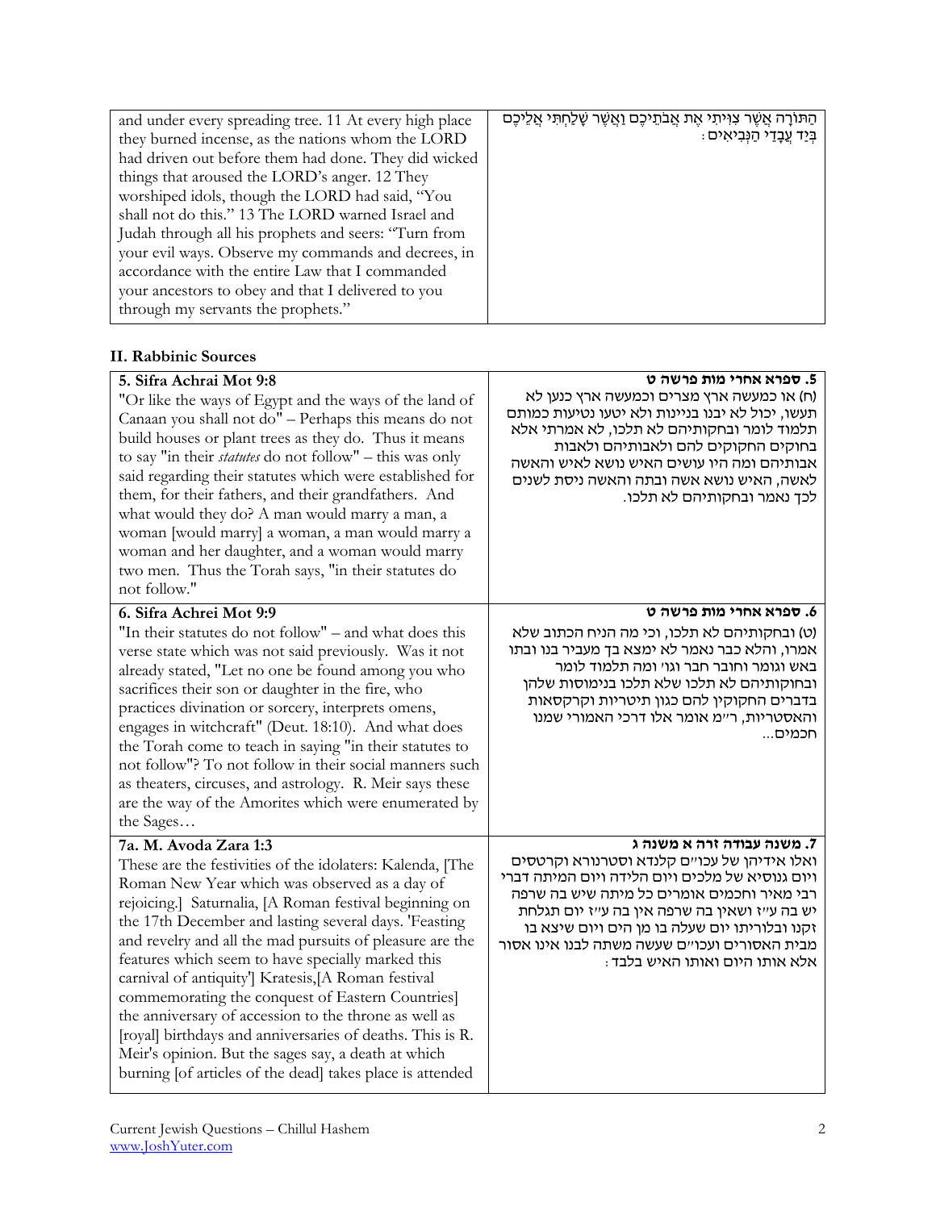| | |
|---|---|
| and under every spreading tree. 11 At every high place they burned incense, as the nations whom the LORD had driven out before them had done. They did wicked things that aroused the LORD's anger. 12 They worshiped idols, though the LORD had said, "You shall not do this." 13 The LORD warned Israel and Judah through all his prophets and seers: "Turn from your evil ways. Observe my commands and decrees, in accordance with the entire Law that I commanded your ancestors to obey and that I delivered to you through my servants the prophets." | הַתּוֹרָה אֲשֶׁר צִוִּיתִי אֶת אֲבֹתֵיכֶם וַאֲשֶׁר שָׁלַחְתִּי אֲלֵיכֶם בְּיַד עֲבָדַי הַנְּבִיאִים: |

## II. Rabbinic Sources

| | |
|---|---|
| **5. Sifra Achrai Mot 9:8**<br>"Or like the ways of Egypt and the ways of the land of Canaan you shall not do" – Perhaps this means do not build houses or plant trees as they do. Thus it means to say "in their *statutes* do not follow" – this was only said regarding their statutes which were established for them, for their fathers, and their grandfathers. And what would they do? A man would marry a man, a woman [would marry] a woman, a man would marry a woman and her daughter, and a woman would marry two men. Thus the Torah says, "in their statutes do not follow." | **5. ספרא אחרי מות פרשה ט**<br>(ח) או כמעשה ארץ מצרים וכמעשה ארץ כנען לא תעשו, יכול לא יבנו בניינות ולא יטעו נטיעות כמותם תלמוד לומר ובחקותיהם לא תלכו, לא אמרתי אלא בחוקים החקוקים להם ולאבותיהם ולאבות אבותיהם ומה היו עושים האיש נושא לאיש והאשה לאשה, האיש נושא אשה ובתה והאשה ניסת לשנים לכך נאמר ובחקותיהם לא תלכו. |
| **6. Sifra Achrei Mot 9:9**<br>"In their statutes do not follow" – and what does this verse state which was not said previously. Was it not already stated, "Let no one be found among you who sacrifices their son or daughter in the fire, who practices divination or sorcery, interprets omens, engages in witchcraft" (Deut. 18:10). And what does the Torah come to teach in saying "in their statutes to not follow"? To not follow in their social manners such as theaters, circuses, and astrology. R. Meir says these are the way of the Amorites which were enumerated by the Sages… | **6. ספרא אחרי מות פרשה ט**<br>(ט) ובחקותיהם לא תלכו, וכי מה הניח הכתוב שלא אמרו, והלא כבר נאמר לא ימצא בך מעביר בנו ובתו באש וגומר וחובר חבר וגו' ומה תלמוד לומר ובחוקותיהם לא תלכו שלא תלכו בנימוסות שלהן בדברים החקוקין להם כגון תיטריות וקרקסאות והאסטריות, ר"מ אומר אלו דרכי האמורי שמנו חכמים... |
| **7a. M. Avoda Zara 1:3**<br>These are the festivities of the idolaters: Kalenda, [The Roman New Year which was observed as a day of rejoicing.] Saturnalia, [A Roman festival beginning on the 17th December and lasting several days. 'Feasting and revelry and all the mad pursuits of pleasure are the features which seem to have specially marked this carnival of antiquity'] Kratesis,[A Roman festival commemorating the conquest of Eastern Countries] the anniversary of accession to the throne as well as [royal] birthdays and anniversaries of deaths. This is R. Meir's opinion. But the sages say, a death at which burning [of articles of the dead] takes place is attended | **7. משנה עבודה זרה א משנה ג**<br>ואלו אידיהן של עכו"ם קלנדא וסטרנורא וקרטסים ויום גנוסיא של מלכים ויום הלידה ויום המיתה דברי רבי מאיר וחכמים אומרים כל מיתה שיש בה שרפה יש בה ע"ז ושאין בה שרפה אין בה ע"ז יום תגלחת זקנו ובלוריתו יום שעלה בו מן הים ויום שיצא בו מבית האסורים ועכו"ם שעשה משתה לבנו אינו אסור אלא אותו היום ואותו האיש בלבד: |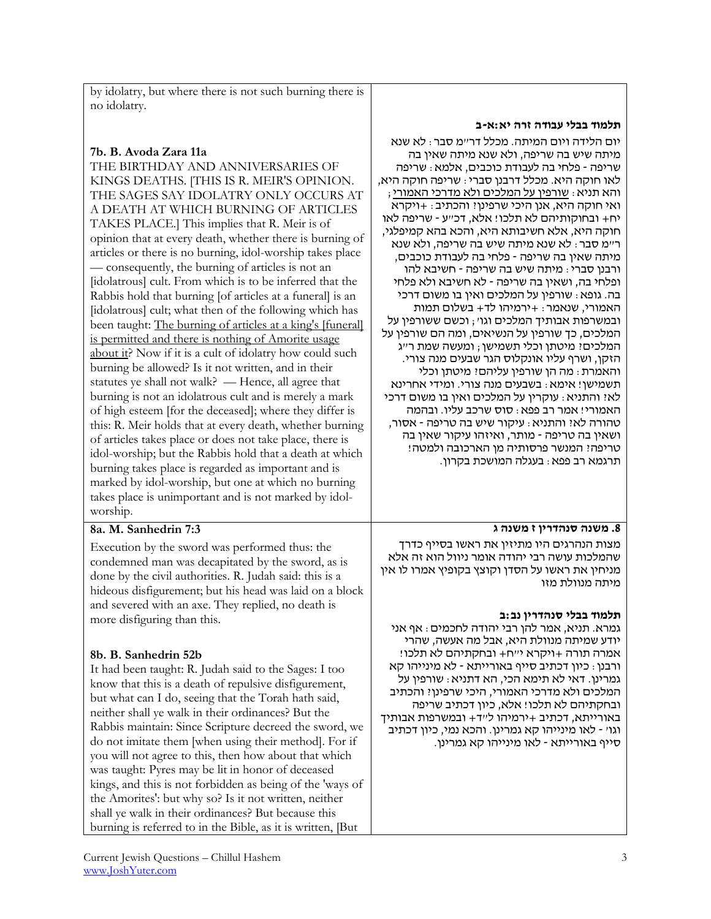by idolatry, but where there is not such burning there is no idolatry.

### 7b. B. Avoda Zara 11a

THE BIRTHDAY AND ANNIVERSARIES OF KINGS DEATHS. [THIS IS R. MEIR'S OPINION. THE SAGES SAY IDOLATRY ONLY OCCURS AT A DEATH AT WHICH BURNING OF ARTICLES TAKES PLACE.] This implies that R. Meir is of opinion that at every death, whether there is burning of articles or there is no burning, idol-worship takes place — consequently, the burning of articles is not an [idolatrous] cult. From which is to be inferred that the Rabbis hold that burning [of articles at a funeral] is an [idolatrous] cult; what then of the following which has been taught: <u>The burning of articles at a king's [funeral] is permitted and there is nothing of Amorite usage about it</u>? Now if it is a cult of idolatry how could such burning be allowed? Is it not written, and in their statutes ye shall not walk? — Hence, all agree that burning is not an idolatrous cult and is merely a mark of high esteem [for the deceased]; where they differ is this: R. Meir holds that at every death, whether burning of articles takes place or does not take place, there is idol-worship; but the Rabbis hold that a death at which burning takes place is regarded as important and is marked by idol-worship, but one at which no burning takes place is unimportant and is not marked by idol-worship.

### תלמוד בבלי עבודה זרה יא:א-ב

יום הלידה ויום המיתה. מכלל דר"מ סבר: לא שנא מיתה שיש בה שריפה, ולא שנא מיתה שאין בה שריפה - פלחי בה לעבודת כוכבים, אלמא: שריפה לאו חוקה היא. מכלל דרבנן סברי: שריפה חוקה היא, והא תניא: <u>שורפין על המלכים ולא מדרכי האמורי</u>; ואי חוקה היא, אנן היכי שרפינן? והכתיב: +ויקרא יח+ ובחוקותיהם לא תלכו! אלא, דכ"ע - שריפה לאו חוקה היא, אלא חשיבותא היא, והכא בהא קמיפלגי, ר"מ סבר: לא שנא מיתה שיש בה שריפה, ולא שנא מיתה שאין בה שריפה - פלחי בה לעבודת כוכבים, ורבנן סברי: מיתה שיש בה שריפה - חשיבא להו ופלחי בה, ושאין בה שריפה - לא חשיבא ולא פלחי בה. גופא: שורפין על המלכים ואין בו משום דרכי האמורי, שנאמר: +ירמיהו לד+ בשלום תמות ובמשרפות אבותיך המלכים וגו'; וכשם ששורפין על המלכים, כך שורפין על הנשיאים, ומה הם שורפין על המלכים? מיטתן וכלי תשמישן; ומעשה שמת ר"ג הזקן, ושרף עליו אונקלוס הגר שבעים מנה צורי. והאמרת: מה הן שורפין עליהם? מיטתן וכלי תשמישן! אימא: בשבעים מנה צורי. ומידי אחרינא לא? והתניא: עוקרין על המלכים ואין בו משום דרכי האמורי! אמר רב פפא: סוס שרכב עליו. ובהמה טהורה לא? והתניא: עיקור שיש בה טריפה - אסור, ושאין בה טריפה - מותר, ואיזהו עיקור שאין בה טריפה? המנשר פרסותיה מן הארכובה ולמטה! תרגמא רב פפא: בעגלה המושכת בקרון.

### 8a. M. Sanhedrin 7:3

Execution by the sword was performed thus: the condemned man was decapitated by the sword, as is done by the civil authorities. R. Judah said: this is a hideous disfigurement; but his head was laid on a block and severed with an axe. They replied, no death is more disfiguring than this.

### 8. משנה סנהדרין ז משנה ג

מצות הנהרגים היו מתיזין את ראשו בסייף כדרך שהמלכות עושה רבי יהודה אומר ניוול הוא זה אלא מניחין את ראשו על הסדן וקוצץ בקופיץ אמרו לו אין מיתה מנוולת מזו

### 8b. B. Sanhedrin 52b

It had been taught: R. Judah said to the Sages: I too know that this is a death of repulsive disfigurement, but what can I do, seeing that the Torah hath said, neither shall ye walk in their ordinances? But the Rabbis maintain: Since Scripture decreed the sword, we do not imitate them [when using their method]. For if you will not agree to this, then how about that which was taught: Pyres may be lit in honor of deceased kings, and this is not forbidden as being of the 'ways of the Amorites': but why so? Is it not written, neither shall ye walk in their ordinances? But because this burning is referred to in the Bible, as it is written, [But

### תלמוד בבלי סנהדרין נב:ב

גמרא. תניא, אמר להן רבי יהודה לחכמים: אף אני יודע שמיתה מנוולת היא, אבל מה אעשה, שהרי אמרה תורה +ויקרא י"ח+ ובחקתיהם לא תלכו! ורבנן: כיון דכתיב סייף באורייתא - לא מינייהו קא גמרינן. דאי לא תימא הכי, הא דתניא: שורפין על המלכים ולא מדרכי האמורי, היכי שרפינן? והכתיב ובחקתיהם לא תלכו! אלא, כיון דכתיב שריפה באורייתא, דכתיב +ירמיהו ל"ד+ ובמשרפות אבותיך וגו' - לאו מינייהו קא גמרינן. והכא נמי, כיון דכתיב סייף באורייתא - לאו מינייהו קא גמרינן.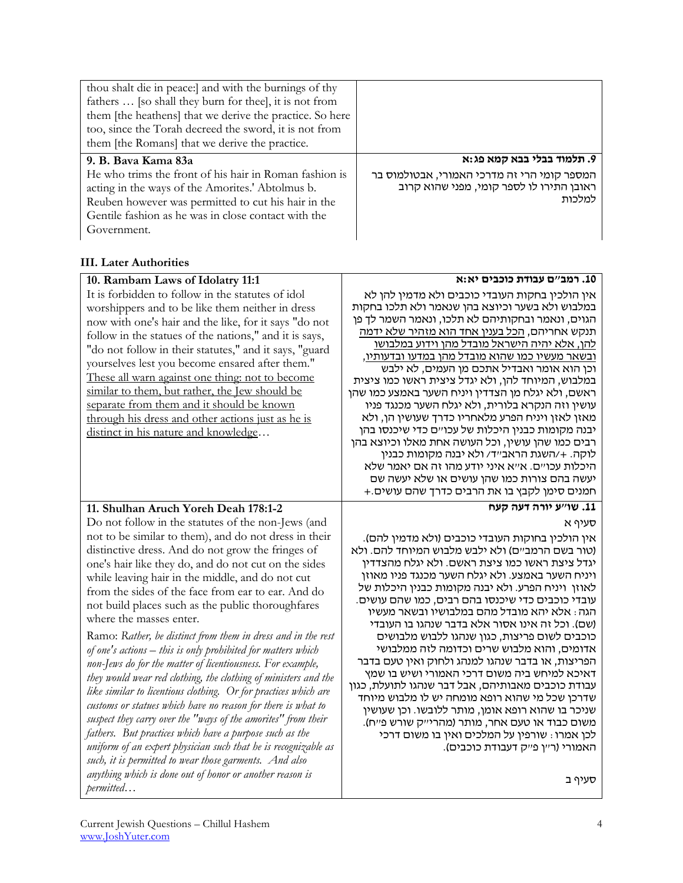| | |
|---|---|
| thou shalt die in peace:] and with the burnings of thy fathers … [so shall they burn for thee], it is not from them [the heathens] that we derive the practice. So here too, since the Torah decreed the sword, it is not from them [the Romans] that we derive the practice. | |
| **9. B. Bava Kama 83a**<br>He who trims the front of his hair in Roman fashion is acting in the ways of the Amorites.' Abtolmus b. Reuben however was permitted to cut his hair in the Gentile fashion as he was in close contact with the Government. | **9. תלמוד בבלי בבא קמא פג:א**<br>המספר קומי הרי זה מדרכי האמורי, אבטולמוס בר ראובן התירו לו לספר קומי, מפני שהוא קרוב למלכות |

## III. Later Authorities

| | |
|---|---|
| **10. Rambam Laws of Idolatry 11:1**<br>It is forbidden to follow in the statutes of idol worshippers and to be like them neither in dress now with one's hair and the like, for it says "do not follow in the statues of the nations," and it is says, "do not follow in their statutes," and it says, "guard yourselves lest you become ensared after them." <u>These all warn against one thing: not to become similar to them, but rather, the Jew should be separate from them and it should be known through his dress and other actions just as he is distinct in his nature and knowledge</u>… | **10. רמב"ם עבודת כוכבים יא:א**<br>אין הולכין בחקות העובדי כוכבים ולא מדמין להן לא במלבוש ולא בשער וכיוצא בהן שנאמר ולא תלכו בחקות הגוים, ונאמר ובחקותיהם לא תלכו, ונאמר השמר לך פן תנקש אחריהם, <u>הכל בענין אחד הוא מזהיר שלא ידמה להן, אלא יהיה הישראל מובדל מהן וידוע במלבושו ובשאר מעשיו כמו שהוא מובדל מהן במדעו ובדעותיו</u>, וכן הוא אומר ואבדיל אתכם מן העמים, לא ילבש במלבוש, המיוחד להן, ולא יגדל ציצית ראשו כמו ציצית ראשם, ולא יגלח מן הצדדין ויניח השער באמצע כמו שהן עושין וזה הנקרא בלורית, ולא יגלח השער מכנגד פניו מאזן לאזן ויניח הפרע מלאחריו כדרך שעושין הן, ולא יבנה מקומות כבנין היכלות של עכו"ם כדי שיכנסו בהן רבים כמו שהן עושין, וכל העושה אחת מאלו וכיוצא בהן לוקה. +/השגת הראב"ד/ ולא יבנה מקומות כבנין היכלות עכו"ם. א"א איני יודע מהו זה אם יאמר שלא יעשה בהם צורות כמו שהן עושים או שלא יעשה שם חמנים סימן לקבץ בו את הרבים כדרך שהם עושים.+ |
| **11. Shulhan Aruch Yoreh Deah 178:1-2**<br>Do not follow in the statutes of the non-Jews (and not to be similar to them), and do not dress in their distinctive dress. And do not grow the fringes of one's hair like they do, and do not cut on the sides while leaving hair in the middle, and do not cut from the sides of the face from ear to ear. And do not build places such as the public thoroughfares where the masses enter.<br><br>Ramo: *Rather, be distinct from them in dress and in the rest of one's actions – this is only prohibited for matters which non-Jews do for the matter of licentiousness. For example, they would wear red clothing, the clothing of ministers and the like similar to licentious clothing. Or for practices which are customs or statues which have no reason for there is what to suspect they carry over the "ways of the amorites" from their fathers. But practices which have a purpose such as the uniform of an expert physician such that he is recognizable as such, it is permitted to wear those garments. And also anything which is done out of honor or another reason is permitted…* | **11. שו"ע יורה דעה קעח**<br>סעיף א<br>אין הולכין בחוקות העובדי כוכבים (ולא מדמין להם). (טור בשם הרמב"ם) ולא ילבש מלבוש המיוחד להם. ולא יגדל ציצת ראשו כמו ציצת ראשם. ולא יגלח מהצדדין ויניח השער באמצע. ולא יגלח השער מכנגד פניו מאוזן לאוזן ויניח הפרע. ולא יבנה מקומות כבנין היכלות של עובדי כוכבים כדי שיכנסו בהם רבים, כמו שהם עושים. הגה: אלא יהא מובדל מהם במלבושיו ובשאר מעשיו (שם). וכל זה אינו אסור אלא בדבר שנהגו בו העובדי כוכבים לשום פריצות, כגון שנהגו ללבוש מלבושים אדומים, והוא מלבוש שרים וכדומה לזה ממלבושי הפריצות, או בדבר שנהגו למנהג ולחוק ואין טעם בדבר דאיכא למיחש ביה משום דרכי האמורי ושיש בו שמץ עבודת כוכבים מאבותיהם, אבל דבר שנהגו לתועלת, כגון שדרכן שכל מי שהוא רופא מומחה יש לו מלבוש מיוחד שניכר בו שהוא רופא אומן, מותר ללובשו. וכן שעושין משום כבוד או טעם אחר, מותר (מהרי"ק שורש פ"ח). לכן אמרו: שורפין על המלכים ואין בו משום דרכי האמורי (ר"ן פ"ק דעבודת כוכבים).<br><br>סעיף ב |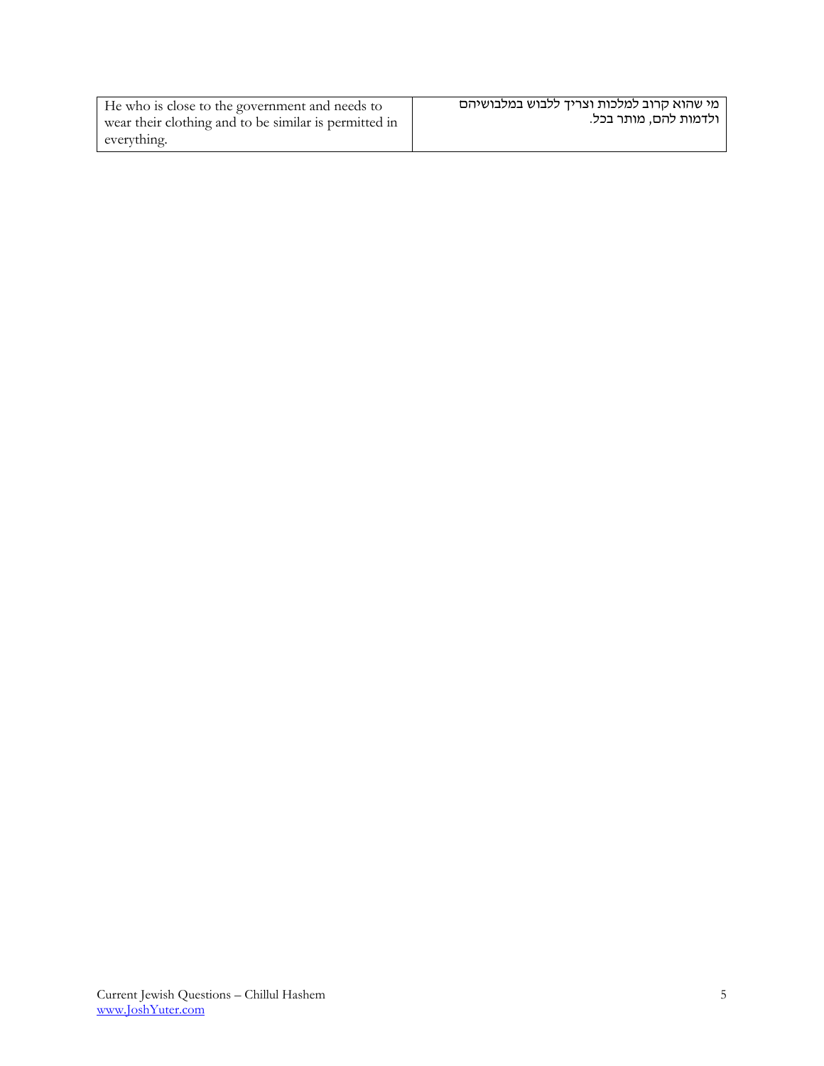| | |
|---|---|
| He who is close to the government and needs to wear their clothing and to be similar is permitted in everything. | מי שהוא קרוב למלכות וצריך ללבוש במלבושיהם ולדמות להם, מותר בכל. |